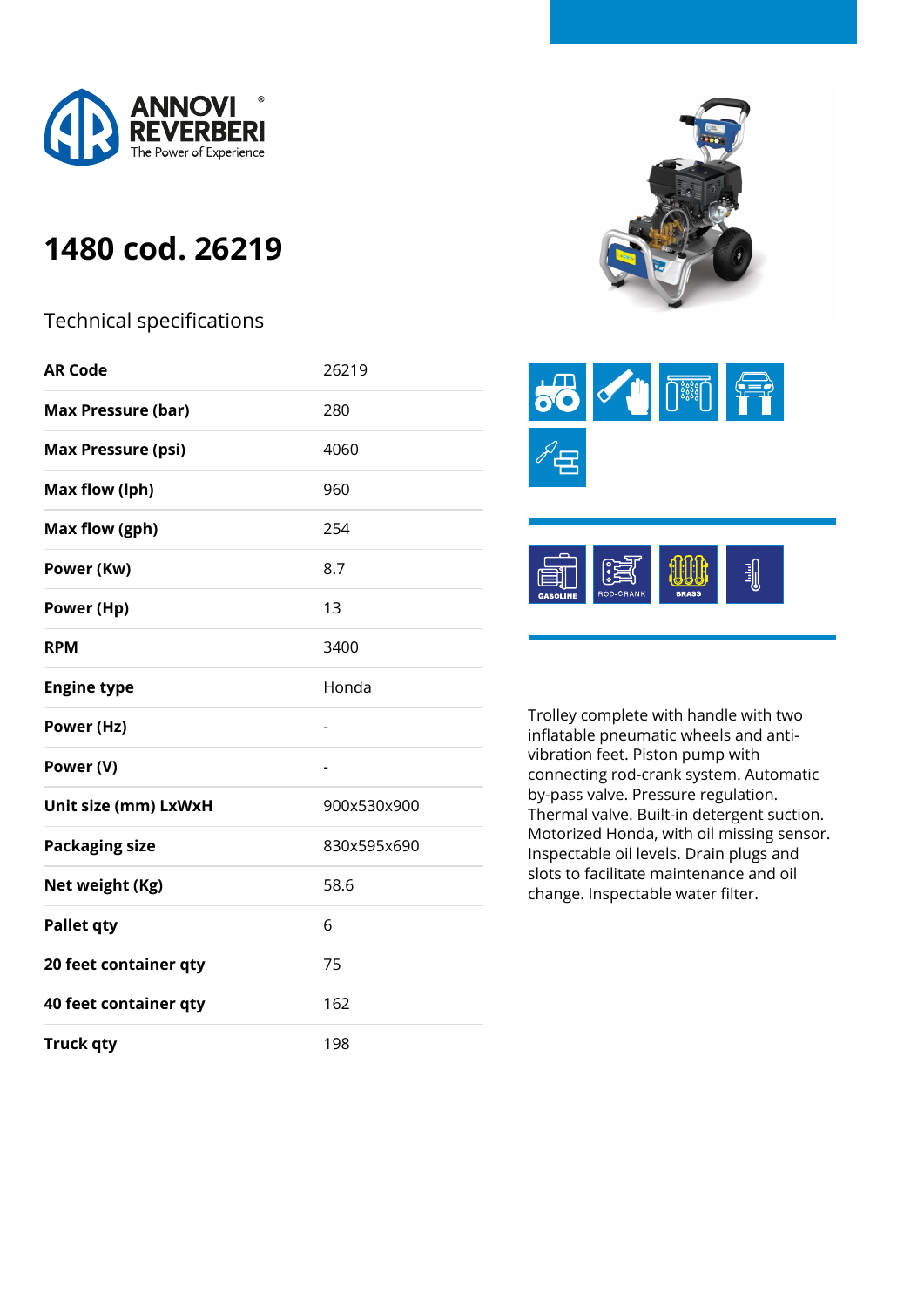# 1480 cod. 26219

## Technical specifications

| | |
|---|---|
| **AR Code** | 26219 |
| **Max Pressure (bar)** | 280 |
| **Max Pressure (psi)** | 4060 |
| **Max flow (lph)** | 960 |
| **Max flow (gph)** | 254 |
| **Power (Kw)** | 8.7 |
| **Power (Hp)** | 13 |
| **RPM** | 3400 |
| **Engine type** | Honda |
| **Power (Hz)** | - |
| **Power (V)** | - |
| **Unit size (mm) LxWxH** | 900x530x900 |
| **Packaging size** | 830x595x690 |
| **Net weight (Kg)** | 58.6 |
| **Pallet qty** | 6 |
| **20 feet container qty** | 75 |
| **40 feet container qty** | 162 |
| **Truck qty** | 198 |

GASOLINE · ROD-CRANK · BRASS

Trolley complete with handle with two inflatable pneumatic wheels and anti-vibration feet. Piston pump with connecting rod-crank system. Automatic by-pass valve. Pressure regulation. Thermal valve. Built-in detergent suction. Motorized Honda, with oil missing sensor. Inspectable oil levels. Drain plugs and slots to facilitate maintenance and oil change. Inspectable water filter.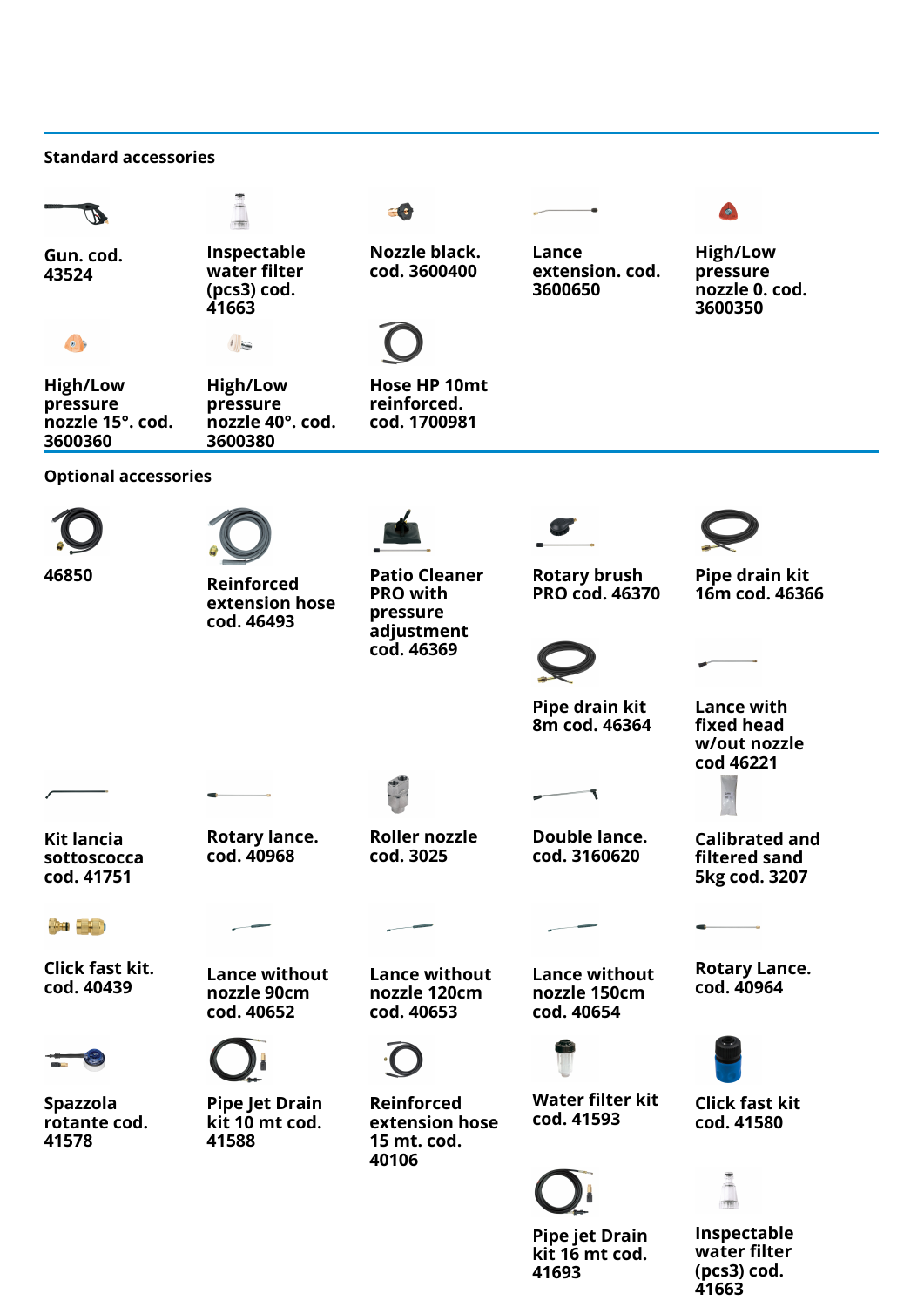## Standard accessories

- **Gun. cod. 43524**
- **Inspectable water filter (pcs3) cod. 41663**
- **Nozzle black. cod. 3600400**
- **Lance extension. cod. 3600650**
- **High/Low pressure nozzle 0. cod. 3600350**
- **High/Low pressure nozzle 15°. cod. 3600360**
- **High/Low pressure nozzle 40°. cod. 3600380**
- **Hose HP 10mt reinforced. cod. 1700981**

## Optional accessories

- **46850**
- **Reinforced extension hose cod. 46493**
- **Patio Cleaner PRO with pressure adjustment cod. 46369**
- **Rotary brush PRO cod. 46370**
- **Pipe drain kit 16m cod. 46366**
- **Pipe drain kit 8m cod. 46364**
- **Lance with fixed head w/out nozzle cod 46221**
- **Kit lancia sottoscocca cod. 41751**
- **Rotary lance. cod. 40968**
- **Roller nozzle cod. 3025**
- **Double lance. cod. 3160620**
- **Calibrated and filtered sand 5kg cod. 3207**
- **Click fast kit. cod. 40439**
- **Lance without nozzle 90cm cod. 40652**
- **Lance without nozzle 120cm cod. 40653**
- **Lance without nozzle 150cm cod. 40654**
- **Rotary Lance. cod. 40964**
- **Spazzola rotante cod. 41578**
- **Pipe Jet Drain kit 10 mt cod. 41588**
- **Reinforced extension hose 15 mt. cod. 40106**
- **Water filter kit cod. 41593**
- **Click fast kit cod. 41580**
- **Pipe jet Drain kit 16 mt cod. 41693**
- **Inspectable water filter (pcs3) cod. 41663**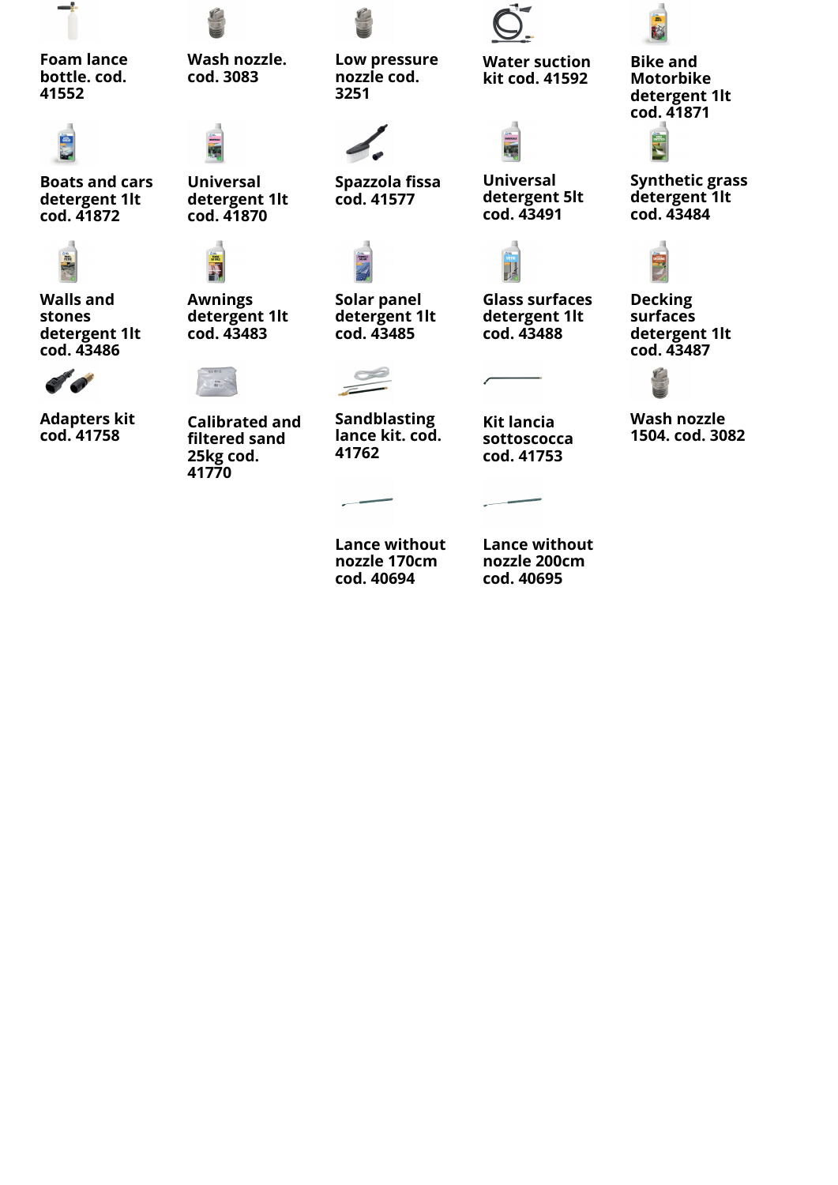**Foam lance bottle. cod. 41552**

**Wash nozzle. cod. 3083**

**Low pressure nozzle cod. 3251**

**Water suction kit cod. 41592**

**Bike and Motorbike detergent 1lt cod. 41871**

**Boats and cars detergent 1lt cod. 41872**

**Universal detergent 1lt cod. 41870**

**Spazzola fissa cod. 41577**

**Universal detergent 5lt cod. 43491**

**Synthetic grass detergent 1lt cod. 43484**

**Walls and stones detergent 1lt cod. 43486**

**Awnings detergent 1lt cod. 43483**

**Solar panel detergent 1lt cod. 43485**

**Glass surfaces detergent 1lt cod. 43488**

**Decking surfaces detergent 1lt cod. 43487**

**Adapters kit cod. 41758**

**Calibrated and filtered sand 25kg cod. 41770**

**Sandblasting lance kit. cod. 41762**

**Kit lancia sottoscocca cod. 41753**

**Wash nozzle 1504. cod. 3082**

**Lance without nozzle 170cm cod. 40694**

**Lance without nozzle 200cm cod. 40695**